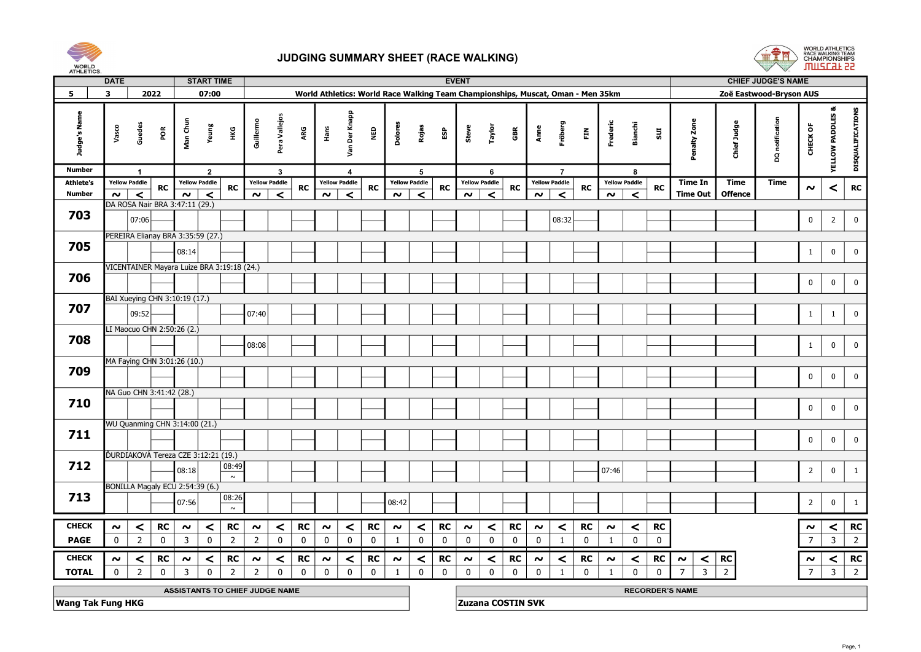# JUDGING SUMMARY SHEET (RACE WALKING)

WORLD ATHLETICS RACE WALKING TEAM CHAMPIONSHIPS Muscat 22

| DATE | | | START TIME | EVENT | CHIEF JUDGE'S NAME |
|---|---|---|---|---|---|
| 5 | 3 | 2022 | 07:00 | World Athletics: World Race Walking Team Championships, Muscat, Oman - Men 35km | Zoë Eastwood-Bryson AUS |

| Judge's Name | | Vasco Guedes POR | | | Man Chun Yeung HKG | | | Guillermo Pera Vallejos ARG | | | Hans Van Der Knapp NED | | | Dolores Rojas ESP | | | Steve Taylor GBR | | | Anne Fröberg FIN | | | Frederic Bianchi SUI | | | Penalty Zone | Chief Judge | DQ notification | CHECK OF | YELLOW PADDLES & | DISQUALIFICATIONS |
|---|---|---|---|---|---|---|---|---|---|---|---|---|---|---|---|---|---|---|---|---|---|---|---|---|---|---|---|---|---|---|---|
| Number | | 1 | | | 2 | | | 3 | | | 4 | | | 5 | | | 6 | | | 7 | | | 8 | | | | | | | | |
| Athlete's Number | | Yellow Paddle | | RC | Yellow Paddle | | RC | Yellow Paddle | | RC | Yellow Paddle | | RC | Yellow Paddle | | RC | Yellow Paddle | | RC | Yellow Paddle | | RC | Yellow Paddle | | RC | Time In / Time Out | Time Offence | Time | | | |
| | | ~ | < | | ~ | < | | ~ | < | | ~ | < | | ~ | < | | ~ | < | | ~ | < | | ~ | < | | | | | ~ | < | RC |
| 703 | DA ROSA Nair BRA 3:47:11 (29.) | | 07:06 | | | | | | | | | | | | | | | | | | 08:32 | | | | | | | | 0 | 2 | 0 |
| 705 | PEREIRA Elianay BRA 3:35:59 (27.) | | | | 08:14 | | | | | | | | | | | | | | | | | | | | | | | | 1 | 0 | 0 |
| 706 | VICENTAINER Mayara Luize BRA 3:19:18 (24.) | | | | | | | | | | | | | | | | | | | | | | | | | | | | 0 | 0 | 0 |
| 707 | BAI Xueying CHN 3:10:19 (17.) | | 09:52 | | | | | 07:40 | | | | | | | | | | | | | | | | | | | | | 1 | 1 | 0 |
| 708 | LI Maocuo CHN 2:50:26 (2.) | | | | | | | 08:08 | | | | | | | | | | | | | | | | | | | | | 1 | 0 | 0 |
| 709 | MA Faying CHN 3:01:26 (10.) | | | | | | | | | | | | | | | | | | | | | | | | | | | | 0 | 0 | 0 |
| 710 | NA Guo CHN 3:41:42 (28.) | | | | | | | | | | | | | | | | | | | | | | | | | | | | 0 | 0 | 0 |
| 711 | WU Quanming CHN 3:14:00 (21.) | | | | | | | | | | | | | | | | | | | | | | | | | | | | 0 | 0 | 0 |
| 712 | ĎURDIAKOVÁ Tereza CZE 3:12:21 (19.) | | | | 08:18 | | 08:49 ~ | | | | | | | | | | | | | | | | 07:46 | | | | | | 2 | 0 | 1 |
| 713 | BONILLA Magaly ECU 2:54:39 (6.) | | | | 07:56 | | 08:26 ~ | | | | | | | 08:42 | | | | | | | | | | | | | | | 2 | 0 | 1 |
| CHECK PAGE | | 0 | 2 | 0 | 3 | 0 | 2 | 2 | 0 | 0 | 0 | 0 | 0 | 1 | 0 | 0 | 0 | 0 | 0 | 0 | 1 | 0 | 1 | 0 | 0 | | | | 7 | 3 | 2 |
| CHECK TOTAL | | 0 | 2 | 0 | 3 | 0 | 2 | 2 | 0 | 0 | 0 | 0 | 0 | 1 | 0 | 0 | 0 | 0 | 0 | 0 | 1 | 0 | 1 | 0 | 0 | ~ 7 | < 3 | RC 2 | 7 | 3 | 2 |

| ASSISTANTS TO CHIEF JUDGE NAME | RECORDER'S NAME |
|---|---|
| Wang Tak Fung HKG | Zuzana COSTIN SVK |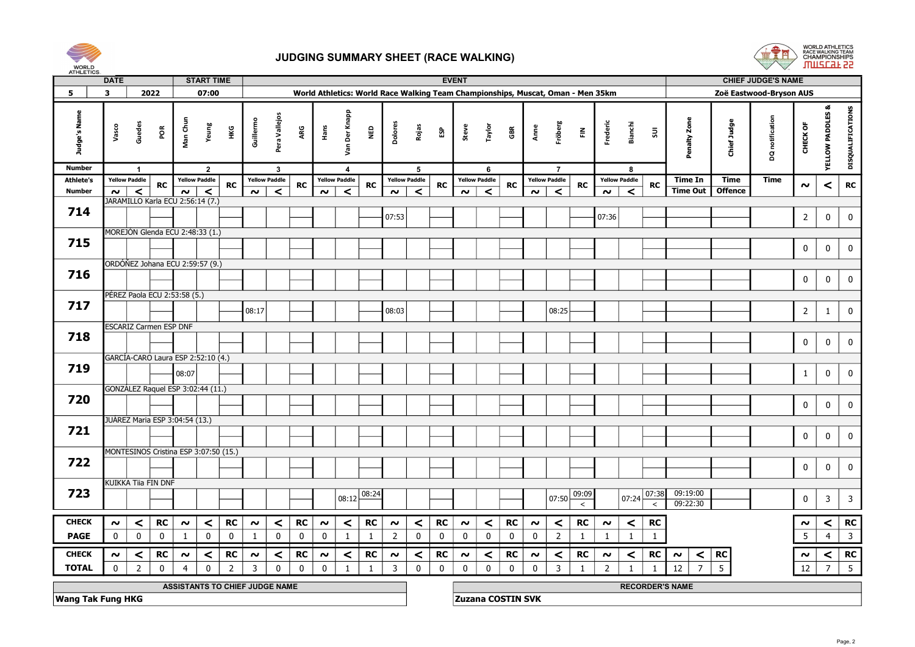# JUDGING SUMMARY SHEET (RACE WALKING)

| DATE | | | START TIME | EVENT | CHIEF JUDGE'S NAME |
|---|---|---|---|---|---|
| 5 | 3 | 2022 | 07:00 | World Athletics: World Race Walking Team Championships, Muscat, Oman - Men 35km | Zoë Eastwood-Bryson AUS |

| Judge's Name | Vasco Guedes POR | | | Man Chun Yeung HKG | | | Guillermo Pera Vallejos ARG | | | Hans Van Der Knapp NED | | | Dolores Rojas ESP | | | Steve Taylor GBR | | | Anne Fröberg FIN | | | Frederic Bianchi SUI | | | Penalty Zone | Chief Judge | DQ notification | CHECK OF | YELLOW PADDLES & | DISQUALIFICATIONS |
|---|---|---|---|---|---|---|---|---|---|---|---|---|---|---|---|---|---|---|---|---|---|---|---|---|---|---|---|---|---|---|
| Number | 1 | | | 2 | | | 3 | | | 4 | | | 5 | | | 6 | | | 7 | | | 8 | | | | | | | | |
| Athlete's Number | Yellow Paddle ~ | Yellow Paddle < | RC | Yellow Paddle ~ | Yellow Paddle < | RC | Yellow Paddle ~ | Yellow Paddle < | RC | Yellow Paddle ~ | Yellow Paddle < | RC | Yellow Paddle ~ | Yellow Paddle < | RC | Yellow Paddle ~ | Yellow Paddle < | RC | Yellow Paddle ~ | Yellow Paddle < | RC | Yellow Paddle ~ | Yellow Paddle < | RC | Time In / Time Out | Time Offence | Time | ~ | < | RC |
| 714 JARAMILLO Karla ECU 2:56:14 (7.) | | | | | | | | | | | | | 07:53 | | | | | | | | | 07:36 | | | | | | 2 | 0 | 0 |
| 715 MOREJÓN Glenda ECU 2:48:33 (1.) | | | | | | | | | | | | | | | | | | | | | | | | | | | | 0 | 0 | 0 |
| 716 ORDÓÑEZ Johana ECU 2:59:57 (9.) | | | | | | | | | | | | | | | | | | | | | | | | | | | | 0 | 0 | 0 |
| 717 PÉREZ Paola ECU 2:53:58 (5.) | | | | | | | 08:17 | | | | | | 08:03 | | | | | | | 08:25 | | | | | | | | 2 | 1 | 0 |
| 718 ESCARIZ Carmen ESP DNF | | | | | | | | | | | | | | | | | | | | | | | | | | | | 0 | 0 | 0 |
| 719 GARCÍA-CARO Laura ESP 2:52:10 (4.) | | | | 08:07 | | | | | | | | | | | | | | | | | | | | | | | | 1 | 0 | 0 |
| 720 GONZÁLEZ Raquel ESP 3:02:44 (11.) | | | | | | | | | | | | | | | | | | | | | | | | | | | | 0 | 0 | 0 |
| 721 JUÁREZ Maria ESP 3:04:54 (13.) | | | | | | | | | | | | | | | | | | | | | | | | | | | | 0 | 0 | 0 |
| 722 MONTESINOS Cristina ESP 3:07:50 (15.) | | | | | | | | | | | | | | | | | | | | | | | | | | | | 0 | 0 | 0 |
| 723 KUIKKA Tiia FIN DNF | | | | | | | | | | | 08:12 | 08:24 | | | | | | | | 07:50 | 09:09 < | | 07:24 | 07:38 < | 09:19:00 / 09:22:30 | | | 0 | 3 | 3 |
| CHECK PAGE | 0 | 0 | 0 | 1 | 0 | 0 | 1 | 0 | 0 | 0 | 1 | 1 | 2 | 0 | 0 | 0 | 0 | 0 | 0 | 2 | 1 | 1 | 1 | 1 | | | | 5 | 4 | 3 |
| CHECK TOTAL | 0 | 2 | 0 | 4 | 0 | 2 | 3 | 0 | 0 | 0 | 1 | 1 | 3 | 0 | 0 | 0 | 0 | 0 | 0 | 3 | 1 | 2 | 1 | 1 | ~ 12 / < 7 / RC 5 | | | 12 | 7 | 5 |

| ASSISTANTS TO CHIEF JUDGE NAME | RECORDER'S NAME |
|---|---|
| Wang Tak Fung HKG | Zuzana COSTIN SVK |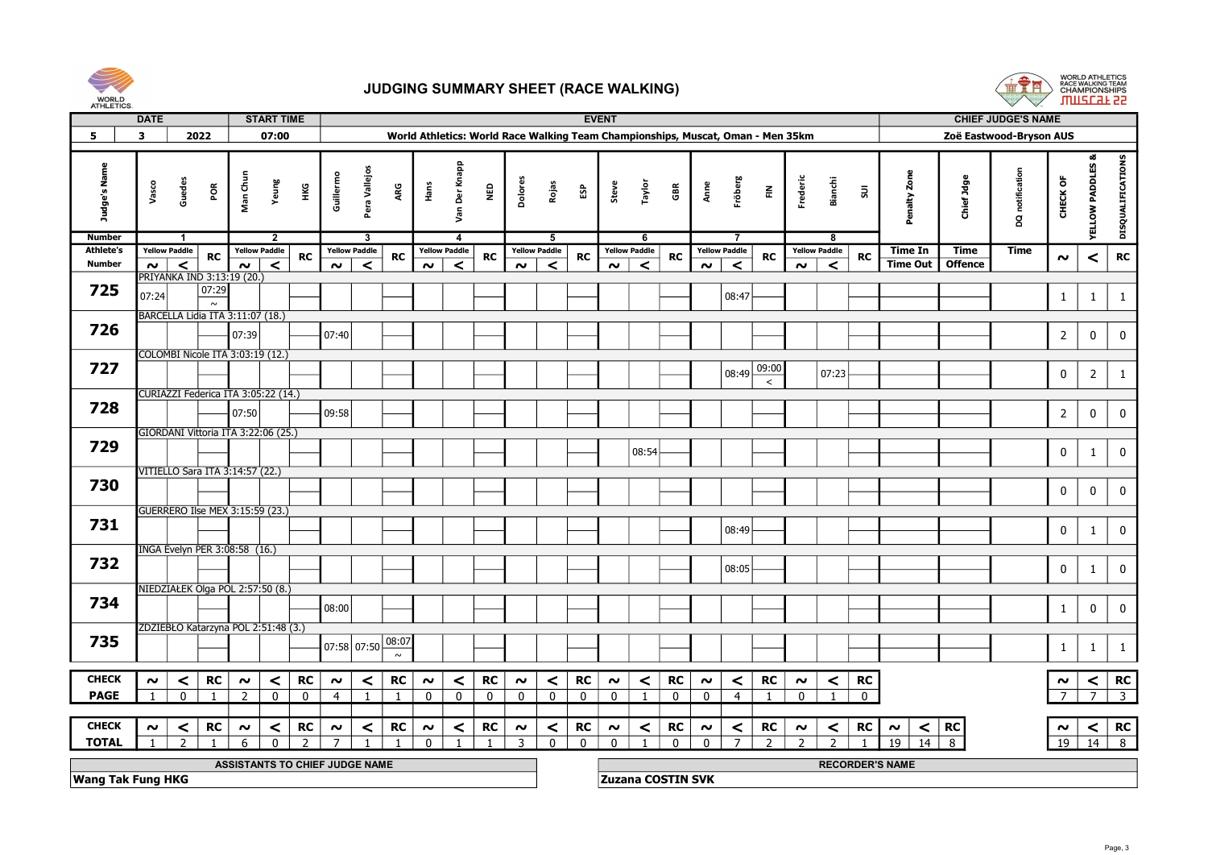# JUDGING SUMMARY SHEET (RACE WALKING)

| DATE | | | START TIME | EVENT | CHIEF JUDGE'S NAME |
|---|---|---|---|---|---|
| 5 | 3 | 2022 | 07:00 | World Athletics: World Race Walking Team Championships, Muscat, Oman - Men 35km | Zoë Eastwood-Bryson AUS |

| Judge's Name | Vasco Guedes POR | | | Man Chun Yeung HKG | | | Guillermo Pera Vallejos ARG | | | Hans Van Der Knapp NED | | | Dolores Rojas ESP | | | Steve Taylor GBR | | | Anne Fröberg FIN | | | Frederic Bianchi SUI | | | Penalty Zone | Chief Jdge | DQ notification | CHECK OF | YELLOW PADDLES & | DISQUALIFICATIONS |
|---|---|---|---|---|---|---|---|---|---|---|---|---|---|---|---|---|---|---|---|---|---|---|---|---|---|---|---|---|---|---|
| Number | 1 | | | 2 | | | 3 | | | 4 | | | 5 | | | 6 | | | 7 | | | 8 | | | | | | | | |
| Athlete's Number | Yellow Paddle ~ | Yellow Paddle < | RC | Yellow Paddle ~ | Yellow Paddle < | RC | Yellow Paddle ~ | Yellow Paddle < | RC | Yellow Paddle ~ | Yellow Paddle < | RC | Yellow Paddle ~ | Yellow Paddle < | RC | Yellow Paddle ~ | Yellow Paddle < | RC | Yellow Paddle ~ | Yellow Paddle < | RC | Yellow Paddle ~ | Yellow Paddle < | RC | Time In / Time Out | Time Offence | Time | ~ | < | RC |
| PRIYANKA IND 3:13:19 (20.) | | | | | | | | | | | | | | | | | | | | | | | | | | | | | | |
| 725 | 07:24 | | 07:29 ~ | | | | | | | | | | | | | | | | | 08:47 | | | | | | | | 1 | 1 | 1 |
| BARCELLA Lidia ITA 3:11:07 (18.) | | | | | | | | | | | | | | | | | | | | | | | | | | | | | | |
| 726 | | | | 07:39 | | | 07:40 | | | | | | | | | | | | | | | | | | | | | 2 | 0 | 0 |
| COLOMBI Nicole ITA 3:03:19 (12.) | | | | | | | | | | | | | | | | | | | | | | | | | | | | | | |
| 727 | | | | | | | | | | | | | | | | | | | | 08:49 | 09:00 < | | 07:23 | | | | | 0 | 2 | 1 |
| CURIAZZI Federica ITA 3:05:22 (14.) | | | | | | | | | | | | | | | | | | | | | | | | | | | | | | |
| 728 | | | | 07:50 | | | 09:58 | | | | | | | | | | | | | | | | | | | | | 2 | 0 | 0 |
| GIORDANI Vittoria ITA 3:22:06 (25.) | | | | | | | | | | | | | | | | | | | | | | | | | | | | | | |
| 729 | | | | | | | | | | | | | | | | | 08:54 | | | | | | | | | | | 0 | 1 | 0 |
| VITIELLO Sara ITA 3:14:57 (22.) | | | | | | | | | | | | | | | | | | | | | | | | | | | | | | |
| 730 | | | | | | | | | | | | | | | | | | | | | | | | | | | | 0 | 0 | 0 |
| GUERRERO Ilse MEX 3:15:59 (23.) | | | | | | | | | | | | | | | | | | | | | | | | | | | | | | |
| 731 | | | | | | | | | | | | | | | | | | | | 08:49 | | | | | | | | 0 | 1 | 0 |
| INGA Evelyn PER 3:08:58 (16.) | | | | | | | | | | | | | | | | | | | | | | | | | | | | | | |
| 732 | | | | | | | | | | | | | | | | | | | | 08:05 | | | | | | | | 0 | 1 | 0 |
| NIEDZIAŁEK Olga POL 2:57:50 (8.) | | | | | | | | | | | | | | | | | | | | | | | | | | | | | | |
| 734 | | | | | | | 08:00 | | | | | | | | | | | | | | | | | | | | | 1 | 0 | 0 |
| ZDZIEBŁO Katarzyna POL 2:51:48 (3.) | | | | | | | | | | | | | | | | | | | | | | | | | | | | | | |
| 735 | | | | | | | 07:58 | 07:50 | 08:07 ~ | | | | | | | | | | | | | | | | | | | 1 | 1 | 1 |

| CHECK | ~ | < | RC | ~ | < | RC | ~ | < | RC | ~ | < | RC | ~ | < | RC | ~ | < | RC | ~ | < | RC | ~ | < | RC | | | | ~ | < | RC |
|---|---|---|---|---|---|---|---|---|---|---|---|---|---|---|---|---|---|---|---|---|---|---|---|---|---|---|---|---|---|---|
| PAGE | 1 | 0 | 1 | 2 | 0 | 0 | 4 | 1 | 1 | 0 | 0 | 0 | 0 | 0 | 0 | 0 | 1 | 0 | 0 | 4 | 1 | 0 | 1 | 0 | | | | 7 | 7 | 3 |

| CHECK | ~ | < | RC | ~ | < | RC | ~ | < | RC | ~ | < | RC | ~ | < | RC | ~ | < | RC | ~ | < | RC | ~ | < | RC | ~ | < | RC | ~ | < | RC |
|---|---|---|---|---|---|---|---|---|---|---|---|---|---|---|---|---|---|---|---|---|---|---|---|---|---|---|---|---|---|---|
| TOTAL | 1 | 2 | 1 | 6 | 0 | 2 | 7 | 1 | 1 | 0 | 1 | 1 | 3 | 0 | 0 | 0 | 1 | 0 | 0 | 7 | 2 | 2 | 2 | 1 | 19 | 14 | 8 | 19 | 14 | 8 |

| ASSISTANTS TO CHIEF JUDGE NAME | RECORDER'S NAME |
|---|---|
| Wang Tak Fung HKG | Zuzana COSTIN SVK |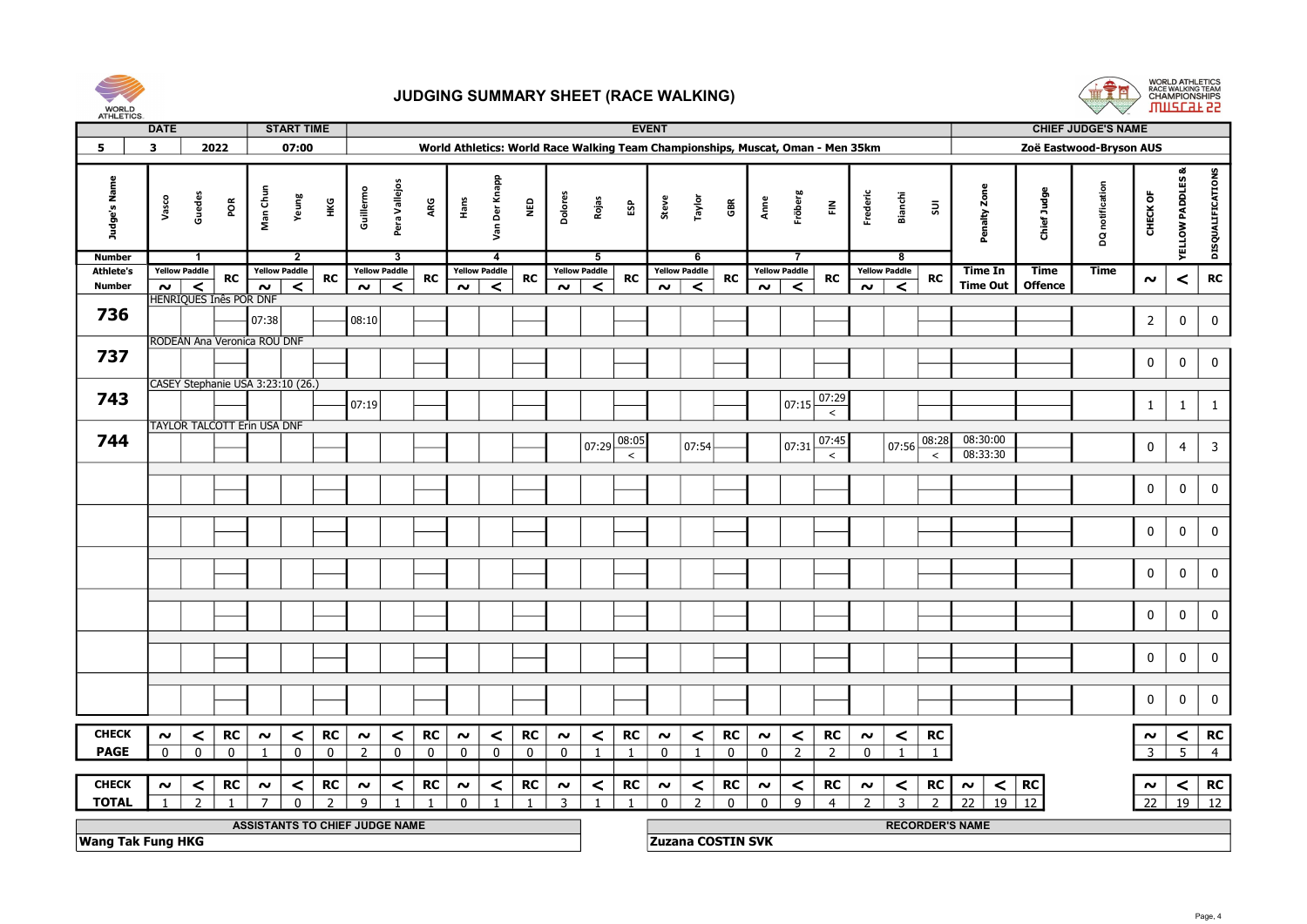# JUDGING SUMMARY SHEET (RACE WALKING)

WORLD ATHLETICS RACE WALKING TEAM CHAMPIONSHIPS Muscat 22

| DATE | | | START TIME | EVENT | CHIEF JUDGE'S NAME |
|---|---|---|---|---|---|
| 5 | 3 | 2022 | 07:00 | World Athletics: World Race Walking Team Championships, Muscat, Oman - Men 35km | Zoë Eastwood-Bryson AUS |

| Judge's Name | Vasco Guedes POR | | | Man Chun Yeung HKG | | | Guillermo Pera Vallejos ARG | | | Hans Van Der Knapp NED | | | Dolores Rojas ESP | | | Steve Taylor GBR | | | Arne Fröberg FIN | | | Frederic Bianchi SUI | | | Penalty Zone | Chief Judge | DQ notification | CHECK OF | YELLOW PADDLES & | DISQUALIFICATIONS |
|---|---|---|---|---|---|---|---|---|---|---|---|---|---|---|---|---|---|---|---|---|---|---|---|---|---|---|---|---|---|---|
| Number | 1 | | | 2 | | | 3 | | | 4 | | | 5 | | | 6 | | | 7 | | | 8 | | | | | | | | |
| Athlete's Number | Yellow Paddle ~ | Yellow Paddle < | RC | Yellow Paddle ~ | Yellow Paddle < | RC | Yellow Paddle ~ | Yellow Paddle < | RC | Yellow Paddle ~ | Yellow Paddle < | RC | Yellow Paddle ~ | Yellow Paddle < | RC | Yellow Paddle ~ | Yellow Paddle < | RC | Yellow Paddle ~ | Yellow Paddle < | RC | Yellow Paddle ~ | Yellow Paddle < | RC | Time In / Time Out | Time Offence | Time | ~ | < | RC |
| 736 HENRIQUES Inês POR DNF | | | | 07:38 | | | 08:10 | | | | | | | | | | | | | | | | | | | | | 2 | 0 | 0 |
| 737 RODEAN Ana Veronica ROU DNF | | | | | | | | | | | | | | | | | | | | | | | | | | | | 0 | 0 | 0 |
| 743 CASEY Stephanie USA 3:23:10 (26.) | | | | | | | 07:19 | | | | | | | | | | | | | 07:15 | 07:29 < | | | | | | | 1 | 1 | 1 |
| 744 TAYLOR TALCOTT Erin USA DNF | | | | | | | | | | | | | | 07:29 | 08:05 < | | 07:54 | | | 07:31 | 07:45 < | | 07:56 | 08:28 < | 08:30:00 / 08:33:30 | | | 0 | 4 | 3 |
| | | | | | | | | | | | | | | | | | | | | | | | | | | | | 0 | 0 | 0 |
| | | | | | | | | | | | | | | | | | | | | | | | | | | | | 0 | 0 | 0 |
| | | | | | | | | | | | | | | | | | | | | | | | | | | | | 0 | 0 | 0 |
| | | | | | | | | | | | | | | | | | | | | | | | | | | | | 0 | 0 | 0 |
| | | | | | | | | | | | | | | | | | | | | | | | | | | | | 0 | 0 | 0 |
| | | | | | | | | | | | | | | | | | | | | | | | | | | | | 0 | 0 | 0 |
| CHECK PAGE | 0 | 0 | 0 | 1 | 0 | 0 | 2 | 0 | 0 | 0 | 0 | 0 | 0 | 1 | 1 | 0 | 1 | 0 | 0 | 2 | 2 | 0 | 1 | 1 | | | | 3 | 5 | 4 |
| CHECK TOTAL | 1 | 2 | 1 | 7 | 0 | 2 | 9 | 1 | 1 | 0 | 1 | 1 | 3 | 1 | 1 | 0 | 2 | 0 | 0 | 9 | 4 | 2 | 3 | 2 | 22 | 19 | 12 | 22 | 19 | 12 |

| ASSISTANTS TO CHIEF JUDGE NAME | RECORDER'S NAME |
|---|---|
| Wang Tak Fung HKG | Zuzana COSTIN SVK |